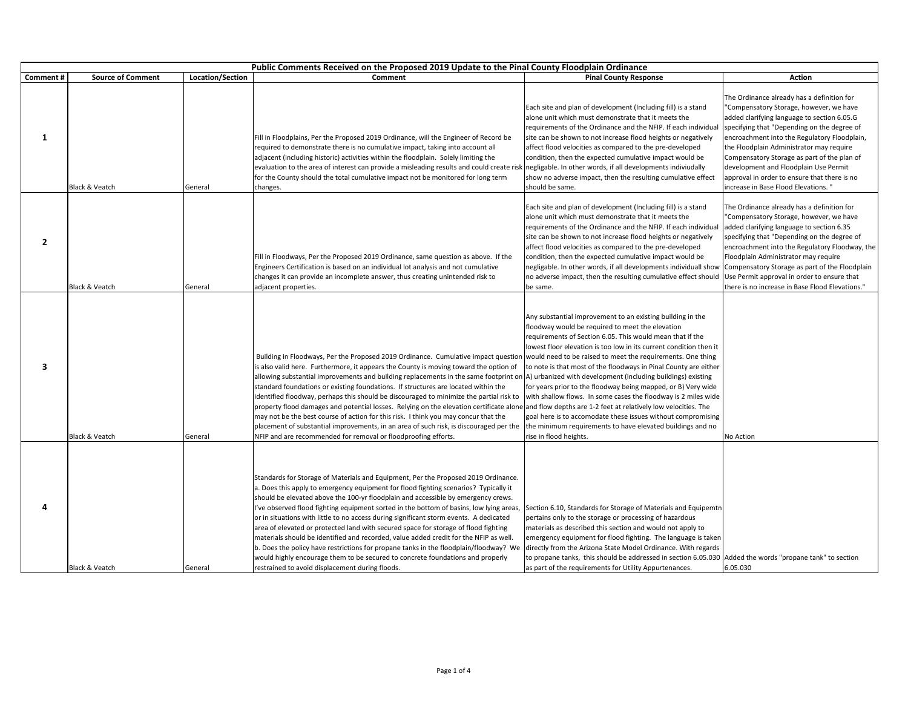| Public Comments Received on the Proposed 2019 Update to the Pinal County Floodplain Ordinance | | | | | |
|---|---|---|---|---|---|
| **Comment #** | **Source of Comment** | **Location/Section** | **Comment** | **Pinal County Response** | **Action** |
| **1** | Black & Veatch | General | Fill in Floodplains, Per the Proposed 2019 Ordinance, will the Engineer of Record be required to demonstrate there is no cumulative impact, taking into account all adjacent (including historic) activities within the floodplain. Solely limiting the evaluation to the area of interest can provide a misleading results and could create risk for the County should the total cumulative impact not be monitored for long term changes. | Each site and plan of development (Including fill) is a stand alone unit which must demonstrate that it meets the requirements of the Ordinance and the NFIP. If each individual site can be shown to not increase flood heights or negatively affect flood velocities as compared to the pre-developed condition, then the expected cumulative impact would be negligable. In other words, if all developments indiviudally show no adverse impact, then the resulting cumulative effect should be same. | The Ordinance already has a definition for "Compensatory Storage, however, we have added clarifying language to section 6.05.G specifying that "Depending on the degree of encroachment into the Regulatory Floodplain, the Floodplain Administrator may require Compensatory Storage as part of the plan of development and Floodplain Use Permit approval in order to ensure that there is no increase in Base Flood Elevations. " |
| **2** | Black & Veatch | General | Fill in Floodways, Per the Proposed 2019 Ordinance, same question as above. If the Engineers Certification is based on an individual lot analysis and not cumulative changes it can provide an incomplete answer, thus creating unintended risk to adjacent properties. | Each site and plan of development (Including fill) is a stand alone unit which must demonstrate that it meets the requirements of the Ordinance and the NFIP. If each individual site can be shown to not increase flood heights or negatively affect flood velocities as compared to the pre-developed condition, then the expected cumulative impact would be negligable. In other words, if all developments individuall show no adverse impact, then the resulting cumulative effect should be same. | The Ordinance already has a definition for "Compensatory Storage, however, we have added clarifying language to section 6.35 specifying that "Depending on the degree of encroachment into the Regulatory Floodway, the Floodplain Administrator may require Compensatory Storage as part of the Floodplain Use Permit approval in order to ensure that there is no increase in Base Flood Elevations." |
| **3** | Black & Veatch | General | Building in Floodways, Per the Proposed 2019 Ordinance. Cumulative impact question is also valid here. Furthermore, it appears the County is moving toward the option of allowing substantial improvements and building replacements in the same footprint on standard foundations or existing foundations. If structures are located within the identified floodway, perhaps this should be discouraged to minimize the partial risk to property flood damages and potential losses. Relying on the elevation certificate alone may not be the best course of action for this risk. I think you may concur that the placement of substantial improvements, in an area of such risk, is discouraged per the NFIP and are recommended for removal or floodproofing efforts. | Any substantial improvement to an existing building in the floodway would be required to meet the elevation requirements of Section 6.05. This would mean that if the lowest floor elevation is too low in its current condition then it would need to be raised to meet the requirements. One thing to note is that most of the floodways in Pinal County are either A) urbanized with development (including buildings) existing for years prior to the floodway being mapped, or B) Very wide with shallow flows. In some cases the floodway is 2 miles wide and flow depths are 1-2 feet at relatively low velocities. The goal here is to accomodate these issues without compromising the minimum requirements to have elevated buildings and no rise in flood heights. | No Action |
| **4** | Black & Veatch | General | Standards for Storage of Materials and Equipment, Per the Proposed 2019 Ordinance. a. Does this apply to emergency equipment for flood fighting scenarios? Typically it should be elevated above the 100-yr floodplain and accessible by emergency crews. I've observed flood fighting equipment sorted in the bottom of basins, low lying areas, or in situations with little to no access during significant storm events. A dedicated area of elevated or protected land with secured space for storage of flood fighting materials should be identified and recorded, value added credit for the NFIP as well. b. Does the policy have restrictions for propane tanks in the floodplain/floodway? We would highly encourage them to be secured to concrete foundations and properly restrained to avoid displacement during floods. | Section 6.10, Standards for Storage of Materials and Equipemtn pertains only to the storage or processing of hazardous materials as described this section and would not apply to emergency equipment for flood fighting. The language is taken directly from the Arizona State Model Ordinance. With regards to propane tanks, this should be addressed in section 6.05.030 as part of the requirements for Utility Appurtenances. | Added the words "propane tank" to section 6.05.030 |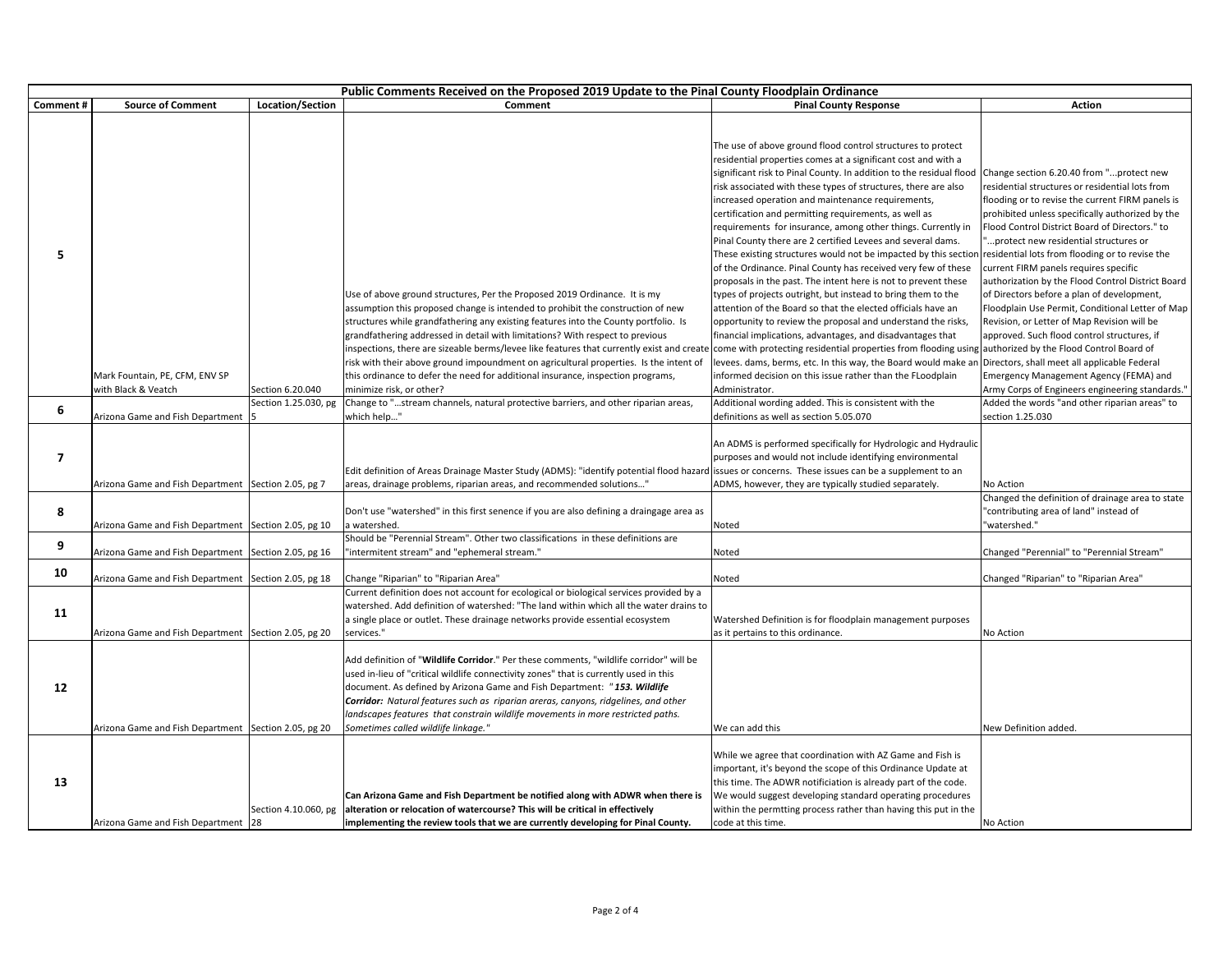| Public Comments Received on the Proposed 2019 Update to the Pinal County Floodplain Ordinance | | | | | |
|---|---|---|---|---|---|
| **Comment #** | **Source of Comment** | **Location/Section** | **Comment** | **Pinal County Response** | **Action** |
| **5** | Mark Fountain, PE, CFM, ENV SP with Black & Veatch | Section 6.20.040 | Use of above ground structures, Per the Proposed 2019 Ordinance. It is my assumption this proposed change is intended to prohibit the construction of new structures while grandfathering any existing features into the County portfolio. Is grandfathering addressed in detail with limitations? With respect to previous inspections, there are sizeable berms/levee like features that currently exist and create risk with their above ground impoundment on agricultural properties. Is the intent of this ordinance to defer the need for additional insurance, inspection programs, minimize risk, or other? | The use of above ground flood control structures to protect residential properties comes at a significant cost and with a significant risk to Pinal County. In addition to the residual flood risk associated with these types of structures, there are also increased operation and maintenance requirements, certification and permitting requirements, as well as requirements for insurance, among other things. Currently in Pinal County there are 2 certified Levees and several dams. These existing structures would not be impacted by this section of the Ordinance. Pinal County has received very few of these proposals in the past. The intent here is not to prevent these types of projects outright, but instead to bring them to the attention of the Board so that the elected officials have an opportunity to review the proposal and understand the risks, financial implications, advantages, and disadvantages that come with protecting residential properties from flooding using levees. dams, berms, etc. In this way, the Board would make an informed decision on this issue rather than the FLoodplain Administrator. | Change section 6.20.40 from "...protect new residential structures or residential lots from flooding or to revise the current FIRM panels is prohibited unless specifically authorized by the Flood Control District Board of Directors." to "...protect new residential structures or residential lots from flooding or to revise the current FIRM panels requires specific authorization by the Flood Control District Board of Directors before a plan of development, Floodplain Use Permit, Conditional Letter of Map Revision, or Letter of Map Revision will be approved. Such flood control structures, if authorized by the Flood Control Board of Directors, shall meet all applicable Federal Emergency Management Agency (FEMA) and Army Corps of Engineers engineering standards." |
| **6** | Arizona Game and Fish Department | Section 1.25.030, pg 5 | Change to "...stream channels, natural protective barriers, and other riparian areas, which help..." | Additional wording added. This is consistent with the definitions as well as section 5.05.070 | Added the words "and other riparian areas" to section 1.25.030 |
| **7** | Arizona Game and Fish Department | Section 2.05, pg 7 | Edit definition of Areas Drainage Master Study (ADMS): "identify potential flood hazard areas, drainage problems, riparian areas, and recommended solutions..." | An ADMS is performed specifically for Hydrologic and Hydraulic purposes and would not include identifying environmental issues or concerns. These issues can be a supplement to an ADMS, however, they are typically studied separately. | No Action |
| **8** | Arizona Game and Fish Department | Section 2.05, pg 10 | Don't use "watershed" in this first senence if you are also defining a draingage area as a watershed. | Noted | Changed the definition of drainage area to state "contributing area of land" instead of "watershed." |
| **9** | Arizona Game and Fish Department | Section 2.05, pg 16 | Should be "Perennial Stream". Other two classifications in these definitions are "intermitent stream" and "ephemeral stream." | Noted | Changed "Perennial" to "Perennial Stream" |
| **10** | Arizona Game and Fish Department | Section 2.05, pg 18 | Change "Riparian" to "Riparian Area" | Noted | Changed "Riparian" to "Riparian Area" |
| **11** | Arizona Game and Fish Department | Section 2.05, pg 20 | Current definition does not account for ecological or biological services provided by a watershed. Add definition of watershed: "The land within which all the water drains to a single place or outlet. These drainage networks provide essential ecosystem services." | Watershed Definition is for floodplain management purposes as it pertains to this ordinance. | No Action |
| **12** | Arizona Game and Fish Department | Section 2.05, pg 20 | Add definition of "**Wildlife Corridor**." Per these comments, "wildlife corridor" will be used in-lieu of "critical wildlife connectivity zones" that is currently used in this document. As defined by Arizona Game and Fish Department: "***153. Wildlife Corridor:** Natural features such as riparian areras, canyons, ridgelines, and other landscapes features that constrain wildlife movements in more restricted paths. Sometimes called wildlife linkage.*" | We can add this | New Definition added. |
| **13** | Arizona Game and Fish Department | Section 4.10.060, pg 28 | **Can Arizona Game and Fish Department be notified along with ADWR when there is alteration or relocation of watercourse? This will be critical in effectively implementing the review tools that we are currently developing for Pinal County.** | While we agree that coordination with AZ Game and Fish is important, it's beyond the scope of this Ordinance Update at this time. The ADWR notificiation is already part of the code. We would suggest developing standard operating procedures within the permtting process rather than having this put in the code at this time. | No Action |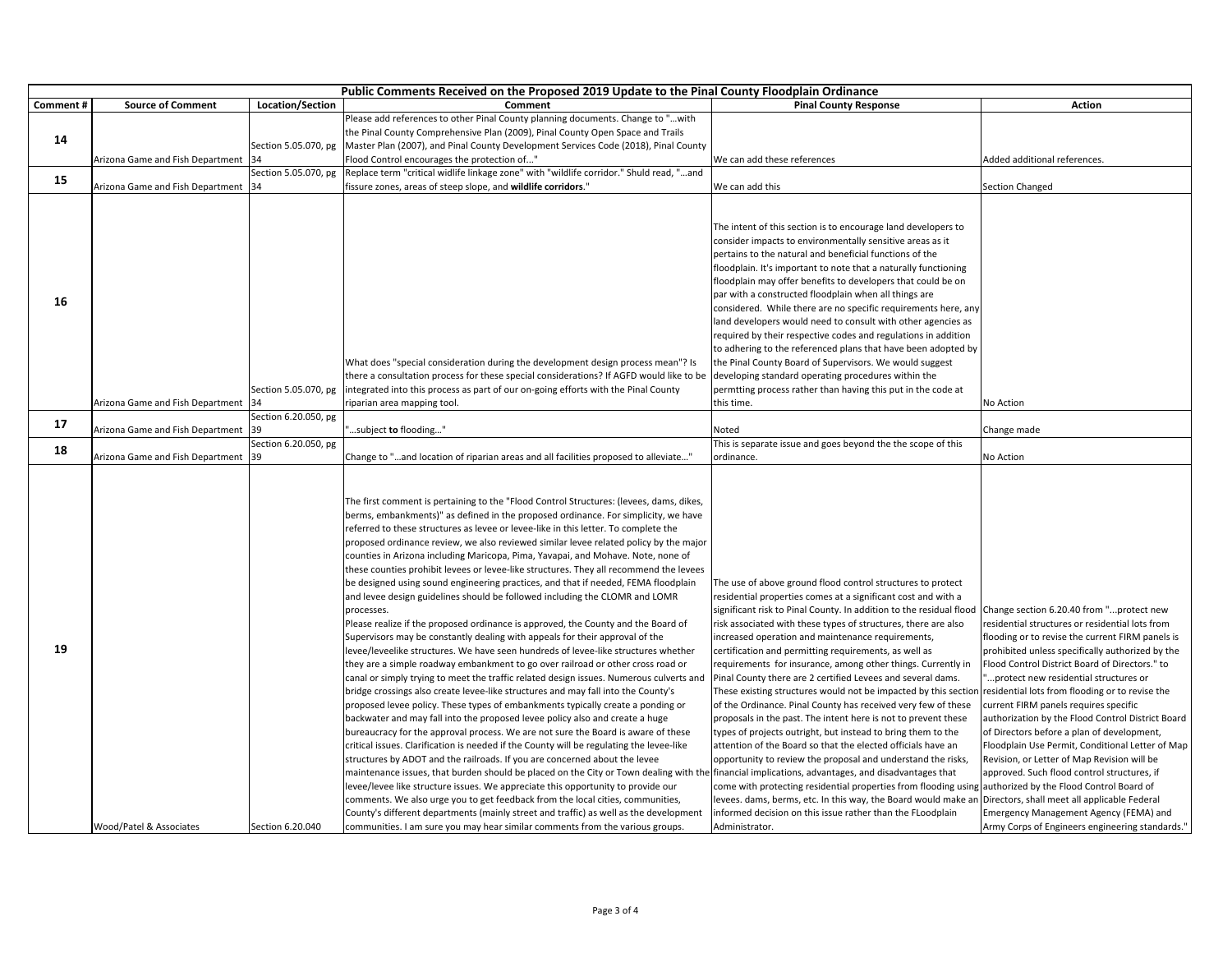| Public Comments Received on the Proposed 2019 Update to the Pinal County Floodplain Ordinance | | | | | |
|---|---|---|---|---|---|
| **Comment #** | **Source of Comment** | **Location/Section** | **Comment** | **Pinal County Response** | **Action** |
| **14** | Arizona Game and Fish Department | Section 5.05.070, pg 34 | Please add references to other Pinal County planning documents. Change to "…with the Pinal County Comprehensive Plan (2009), Pinal County Open Space and Trails Master Plan (2007), and Pinal County Development Services Code (2018), Pinal County Flood Control encourages the protection of…" | We can add these references | Added additional references. |
| **15** | Arizona Game and Fish Department | Section 5.05.070, pg 34 | Replace term "critical widlife linkage zone" with "wildlife corridor." Shuld read, "…and fissure zones, areas of steep slope, and **wildlife corridors**." | We can add this | Section Changed |
| **16** | Arizona Game and Fish Department | Section 5.05.070, pg 34 | What does "special consideration during the development design process mean"? Is there a consultation process for these special considerations? If AGFD would like to be integrated into this process as part of our on-going efforts with the Pinal County riparian area mapping tool. | The intent of this section is to encourage land developers to consider impacts to environmentally sensitive areas as it pertains to the natural and beneficial functions of the floodplain. It's important to note that a naturally functioning floodplain may offer benefits to developers that could be on par with a constructed floodplain when all things are considered. While there are no specific requirements here, any land developers would need to consult with other agencies as required by their respective codes and regulations in addition to adhering to the referenced plans that have been adopted by the Pinal County Board of Supervisors. We would suggest developing standard operating procedures within the permtting process rather than having this put in the code at this time. | No Action |
| **17** | Arizona Game and Fish Department | Section 6.20.050, pg 39 | "…subject **to** flooding…" | Noted | Change made |
| **18** | Arizona Game and Fish Department | Section 6.20.050, pg 39 | Change to "…and location of riparian areas and all facilities proposed to alleviate…" | This is separate issue and goes beyond the the scope of this ordinance. | No Action |
| **19** | Wood/Patel & Associates | Section 6.20.040 | The first comment is pertaining to the "Flood Control Structures: (levees, dams, dikes, berms, embankments)" as defined in the proposed ordinance. For simplicity, we have referred to these structures as levee or levee-like in this letter. To complete the proposed ordinance review, we also reviewed similar levee related policy by the major counties in Arizona including Maricopa, Pima, Yavapai, and Mohave. Note, none of these counties prohibit levees or levee-like structures. They all recommend the levees be designed using sound engineering practices, and that if needed, FEMA floodplain and levee design guidelines should be followed including the CLOMR and LOMR processes.<br>Please realize if the proposed ordinance is approved, the County and the Board of Supervisors may be constantly dealing with appeals for their approval of the levee/leveelike structures. We have seen hundreds of levee/levee-like structures whether they are a simple roadway embankment to go over railroad or other cross road or canal or simply trying to meet the traffic related design issues. Numerous culverts and bridge crossings also create levee-like structures and may fall into the County's proposed levee policy. These types of embankments typically create a ponding or backwater and may fall into the proposed levee policy also and create a huge bureaucracy for the approval process. We are not sure the Board is aware of these critical issues. Clarification is needed if the County will be regulating the levee-like structures by ADOT and the railroads. If you are concerned about the levee maintenance issues, that burden should be placed on the City or Town dealing with the levee/levee like structure issues. We appreciate this opportunity to provide our comments. We also urge you to get feedback from the local cities, communities, County's different departments (mainly street and traffic) as well as the development communities. I am sure you may hear similar comments from the various groups. | The use of above ground flood control structures to protect residential properties comes at a significant cost and with a significant risk to Pinal County. In addition to the residual flood risk associated with these types of structures, there are also increased operation and maintenance requirements, certification and permitting requirements, as well as requirements for insurance, among other things. Currently in Pinal County there are 2 certified Levees and several dams. These existing structures would not be impacted by this section of the Ordinance. Pinal County has received very few of these proposals in the past. The intent here is not to prevent these types of projects outright, but instead to bring them to the attention of the Board so that the elected officials have an opportunity to review the proposal and understand the risks, financial implications, advantages, and disadvantages that come with protecting residential properties from flooding using levees. dams, berms, etc. In this way, the Board would make an informed decision on this issue rather than the FLoodplain Administrator. | Change section 6.20.40 from "...protect new residential structures or residential lots from flooding or to revise the current FIRM panels is prohibited unless specifically authorized by the Flood Control District Board of Directors." to "...protect new residential structures or residential lots from flooding or to revise the current FIRM panels requires specific authorization by the Flood Control District Board of Directors before a plan of development, Floodplain Use Permit, Conditional Letter of Map Revision, or Letter of Map Revision will be approved. Such flood control structures, if authorized by the Flood Control Board of Directors, shall meet all applicable Federal Emergency Management Agency (FEMA) and Army Corps of Engineers engineering standards." |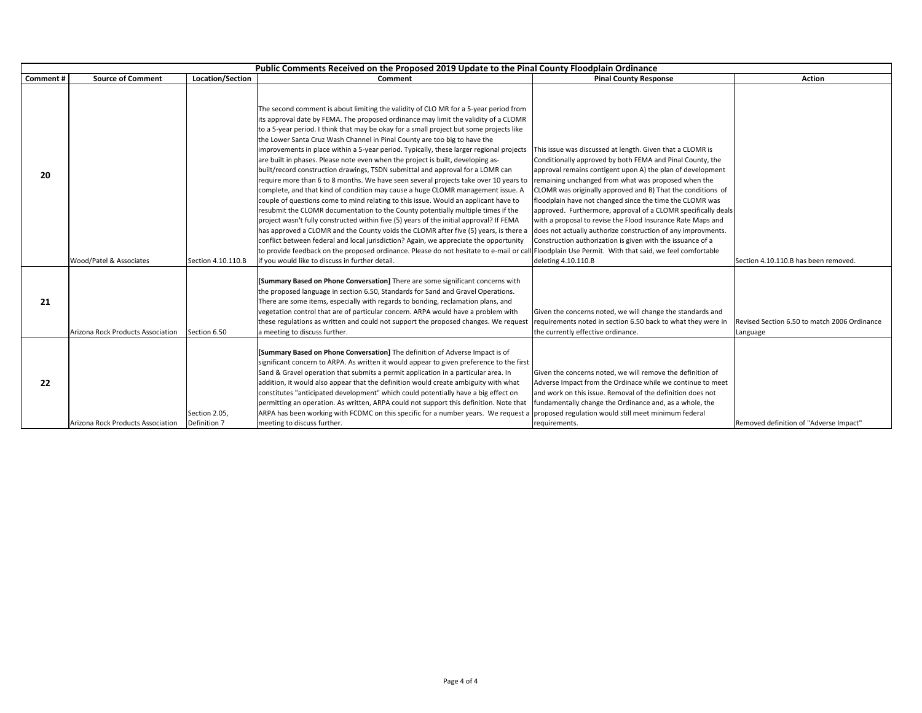| Public Comments Received on the Proposed 2019 Update to the Pinal County Floodplain Ordinance | | | | | |
|---|---|---|---|---|---|
| **Comment #** | **Source of Comment** | **Location/Section** | **Comment** | **Pinal County Response** | **Action** |
| **20** | Wood/Patel & Associates | Section 4.10.110.B | The second comment is about limiting the validity of CLO MR for a 5-year period from its approval date by FEMA. The proposed ordinance may limit the validity of a CLOMR to a 5-year period. I think that may be okay for a small project but some projects like the Lower Santa Cruz Wash Channel in Pinal County are too big to have the improvements in place within a 5-year period. Typically, these larger regional projects are built in phases. Please note even when the project is built, developing as-built/record construction drawings, TSDN submittal and approval for a LOMR can require more than 6 to 8 months. We have seen several projects take over 10 years to complete, and that kind of condition may cause a huge CLOMR management issue. A couple of questions come to mind relating to this issue. Would an applicant have to resubmit the CLOMR documentation to the County potentially multiple times if the project wasn't fully constructed within five (5) years of the initial approval? If FEMA has approved a CLOMR and the County voids the CLOMR after five (5) years, is there a conflict between federal and local jurisdiction? Again, we appreciate the opportunity to provide feedback on the proposed ordinance. Please do not hesitate to e-mail or call if you would like to discuss in further detail. | This issue was discussed at length. Given that a CLOMR is Conditionally approved by both FEMA and Pinal County, the approval remains contigent upon A) the plan of development remaining unchanged from what was proposed when the CLOMR was originally approved and B) That the conditions of floodplain have not changed since the time the CLOMR was approved. Furthermore, approval of a CLOMR specifically deals with a proposal to revise the Flood Insurance Rate Maps and does not actually authorize construction of any improvments. Construction authorization is given with the issuance of a Floodplain Use Permit. With that said, we feel comfortable deleting 4.10.110.B | Section 4.10.110.B has been removed. |
| **21** | Arizona Rock Products Association | Section 6.50 | **[Summary Based on Phone Conversation]** There are some significant concerns with the proposed language in section 6.50, Standards for Sand and Gravel Operations. There are some items, especially with regards to bonding, reclamation plans, and vegetation control that are of particular concern. ARPA would have a problem with these regulations as written and could not support the proposed changes. We request a meeting to discuss further. | Given the concerns noted, we will change the standards and requirements noted in section 6.50 back to what they were in the currently effective ordinance. | Revised Section 6.50 to match 2006 Ordinance Language |
| **22** | Arizona Rock Products Association | Section 2.05, Definition 7 | **[Summary Based on Phone Conversation]** The definition of Adverse Impact is of significant concern to ARPA. As written it would appear to given preference to the first Sand & Gravel operation that submits a permit application in a particular area. In addition, it would also appear that the definition would create ambiguity with what constitutes "anticipated development" which could potentially have a big effect on permitting an operation. As written, ARPA could not support this definition. Note that ARPA has been working with FCDMC on this specific for a number years. We request a meeting to discuss further. | Given the concerns noted, we will remove the definition of Adverse Impact from the Ordinace while we continue to meet and work on this issue. Removal of the definition does not fundamentally change the Ordinance and, as a whole, the proposed regulation would still meet minimum federal requirements. | Removed definition of "Adverse Impact" |